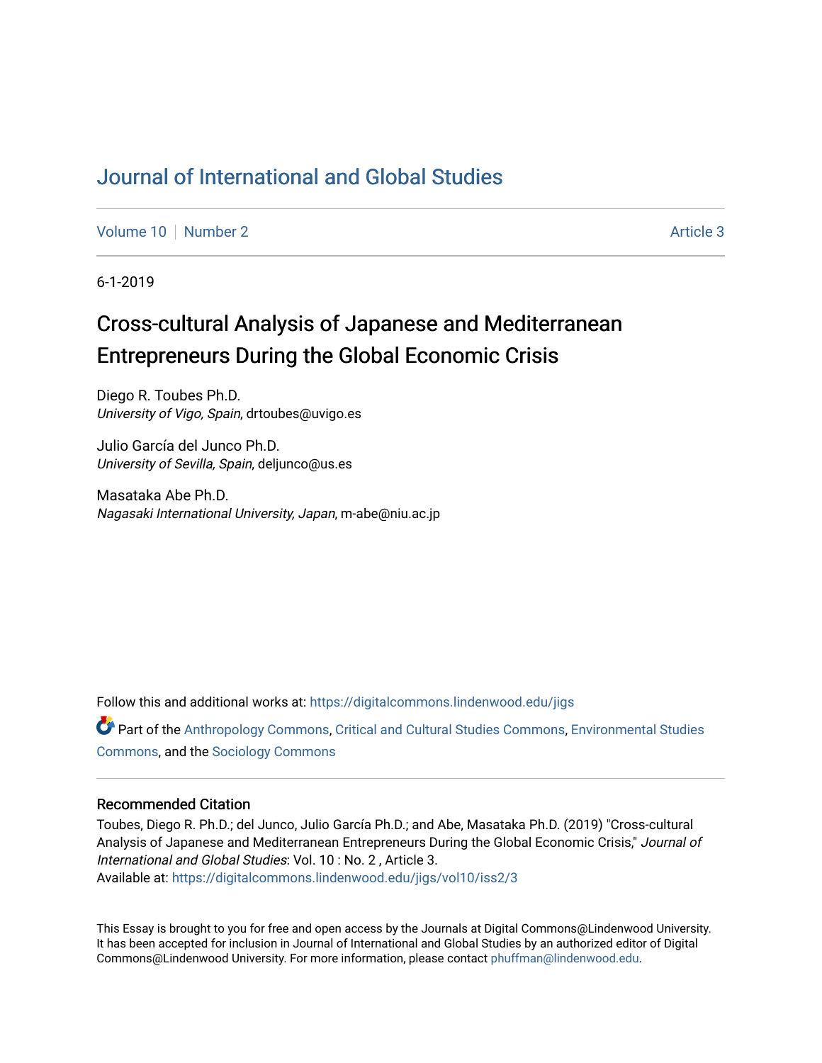# Journal of International and Global Studies

Volume 10 | Number 2 Article 3

6-1-2019

## Cross-cultural Analysis of Japanese and Mediterranean Entrepreneurs During the Global Economic Crisis

Diego R. Toubes Ph.D.
*University of Vigo, Spain*, drtoubes@uvigo.es

Julio García del Junco Ph.D.
*University of Sevilla, Spain*, deljunco@us.es

Masataka Abe Ph.D.
*Nagasaki International University, Japan*, m-abe@niu.ac.jp

Follow this and additional works at: https://digitalcommons.lindenwood.edu/jigs

Part of the Anthropology Commons, Critical and Cultural Studies Commons, Environmental Studies Commons, and the Sociology Commons

### Recommended Citation

Toubes, Diego R. Ph.D.; del Junco, Julio García Ph.D.; and Abe, Masataka Ph.D. (2019) "Cross-cultural Analysis of Japanese and Mediterranean Entrepreneurs During the Global Economic Crisis," *Journal of International and Global Studies*: Vol. 10 : No. 2 , Article 3.
Available at: https://digitalcommons.lindenwood.edu/jigs/vol10/iss2/3

This Essay is brought to you for free and open access by the Journals at Digital Commons@Lindenwood University. It has been accepted for inclusion in Journal of International and Global Studies by an authorized editor of Digital Commons@Lindenwood University. For more information, please contact phuffman@lindenwood.edu.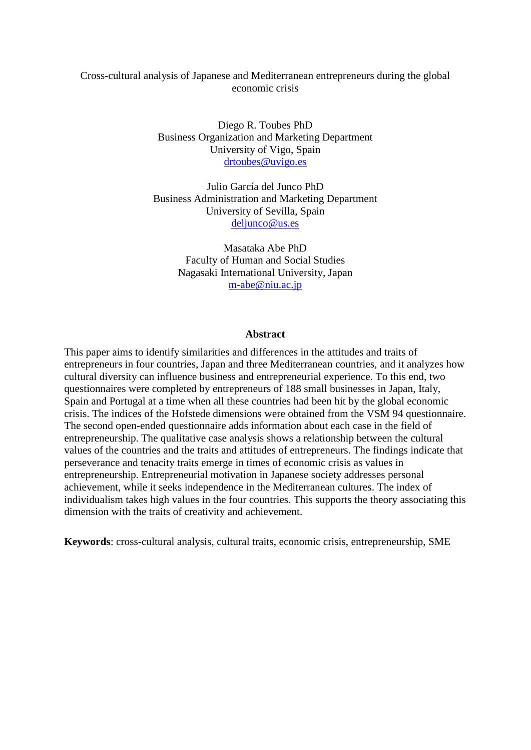# Cross-cultural analysis of Japanese and Mediterranean entrepreneurs during the global economic crisis

Diego R. Toubes PhD
Business Organization and Marketing Department
University of Vigo, Spain
drtoubes@uvigo.es

Julio García del Junco PhD
Business Administration and Marketing Department
University of Sevilla, Spain
deljunco@us.es

Masataka Abe PhD
Faculty of Human and Social Studies
Nagasaki International University, Japan
m-abe@niu.ac.jp

## Abstract

This paper aims to identify similarities and differences in the attitudes and traits of entrepreneurs in four countries, Japan and three Mediterranean countries, and it analyzes how cultural diversity can influence business and entrepreneurial experience. To this end, two questionnaires were completed by entrepreneurs of 188 small businesses in Japan, Italy, Spain and Portugal at a time when all these countries had been hit by the global economic crisis. The indices of the Hofstede dimensions were obtained from the VSM 94 questionnaire. The second open-ended questionnaire adds information about each case in the field of entrepreneurship. The qualitative case analysis shows a relationship between the cultural values of the countries and the traits and attitudes of entrepreneurs. The findings indicate that perseverance and tenacity traits emerge in times of economic crisis as values in entrepreneurship. Entrepreneurial motivation in Japanese society addresses personal achievement, while it seeks independence in the Mediterranean cultures. The index of individualism takes high values in the four countries. This supports the theory associating this dimension with the traits of creativity and achievement.

**Keywords**: cross-cultural analysis, cultural traits, economic crisis, entrepreneurship, SME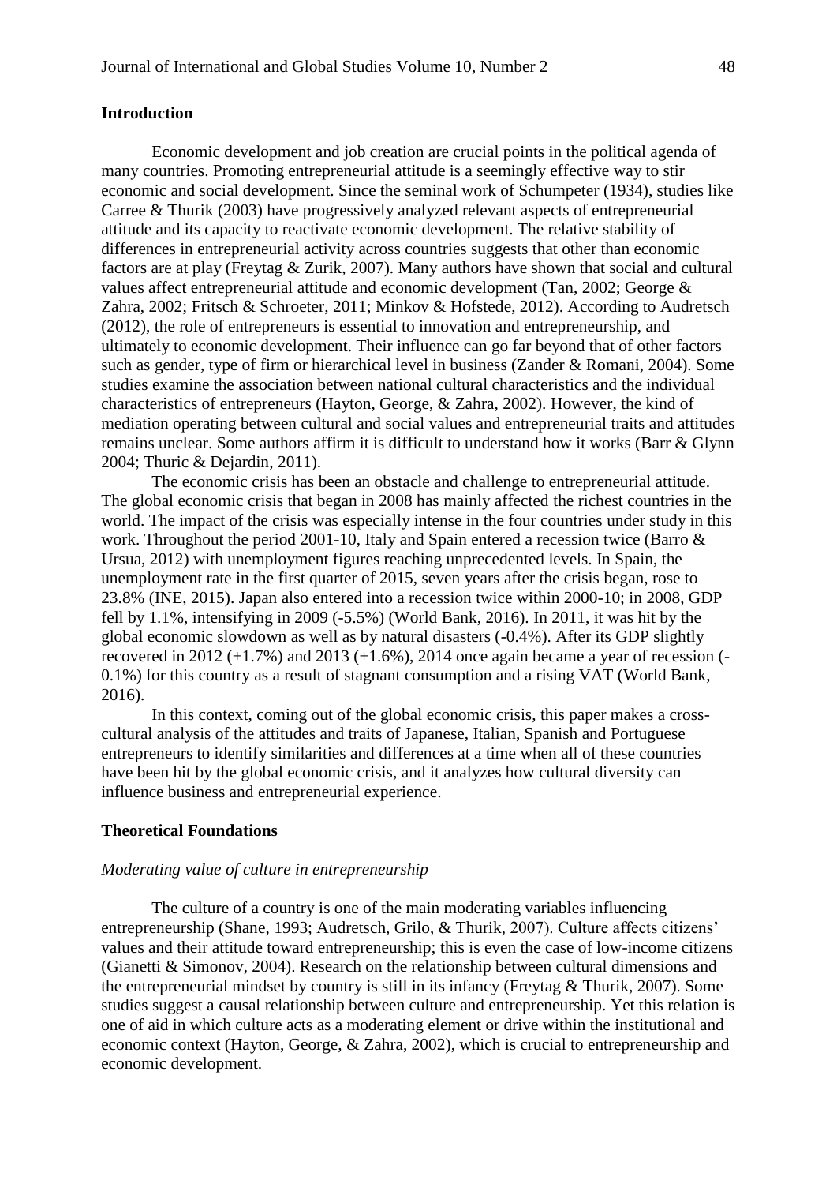## Introduction

Economic development and job creation are crucial points in the political agenda of many countries. Promoting entrepreneurial attitude is a seemingly effective way to stir economic and social development. Since the seminal work of Schumpeter (1934), studies like Carree & Thurik (2003) have progressively analyzed relevant aspects of entrepreneurial attitude and its capacity to reactivate economic development. The relative stability of differences in entrepreneurial activity across countries suggests that other than economic factors are at play (Freytag & Zurik, 2007). Many authors have shown that social and cultural values affect entrepreneurial attitude and economic development (Tan, 2002; George & Zahra, 2002; Fritsch & Schroeter, 2011; Minkov & Hofstede, 2012). According to Audretsch (2012), the role of entrepreneurs is essential to innovation and entrepreneurship, and ultimately to economic development. Their influence can go far beyond that of other factors such as gender, type of firm or hierarchical level in business (Zander & Romani, 2004). Some studies examine the association between national cultural characteristics and the individual characteristics of entrepreneurs (Hayton, George, & Zahra, 2002). However, the kind of mediation operating between cultural and social values and entrepreneurial traits and attitudes remains unclear. Some authors affirm it is difficult to understand how it works (Barr & Glynn 2004; Thuric & Dejardin, 2011).

The economic crisis has been an obstacle and challenge to entrepreneurial attitude. The global economic crisis that began in 2008 has mainly affected the richest countries in the world. The impact of the crisis was especially intense in the four countries under study in this work. Throughout the period 2001-10, Italy and Spain entered a recession twice (Barro & Ursua, 2012) with unemployment figures reaching unprecedented levels. In Spain, the unemployment rate in the first quarter of 2015, seven years after the crisis began, rose to 23.8% (INE, 2015). Japan also entered into a recession twice within 2000-10; in 2008, GDP fell by 1.1%, intensifying in 2009 (-5.5%) (World Bank, 2016). In 2011, it was hit by the global economic slowdown as well as by natural disasters (-0.4%). After its GDP slightly recovered in 2012 (+1.7%) and 2013 (+1.6%), 2014 once again became a year of recession (-0.1%) for this country as a result of stagnant consumption and a rising VAT (World Bank, 2016).

In this context, coming out of the global economic crisis, this paper makes a cross-cultural analysis of the attitudes and traits of Japanese, Italian, Spanish and Portuguese entrepreneurs to identify similarities and differences at a time when all of these countries have been hit by the global economic crisis, and it analyzes how cultural diversity can influence business and entrepreneurial experience.

## Theoretical Foundations

### *Moderating value of culture in entrepreneurship*

The culture of a country is one of the main moderating variables influencing entrepreneurship (Shane, 1993; Audretsch, Grilo, & Thurik, 2007). Culture affects citizens' values and their attitude toward entrepreneurship; this is even the case of low-income citizens (Gianetti & Simonov, 2004). Research on the relationship between cultural dimensions and the entrepreneurial mindset by country is still in its infancy (Freytag & Thurik, 2007). Some studies suggest a causal relationship between culture and entrepreneurship. Yet this relation is one of aid in which culture acts as a moderating element or drive within the institutional and economic context (Hayton, George, & Zahra, 2002), which is crucial to entrepreneurship and economic development.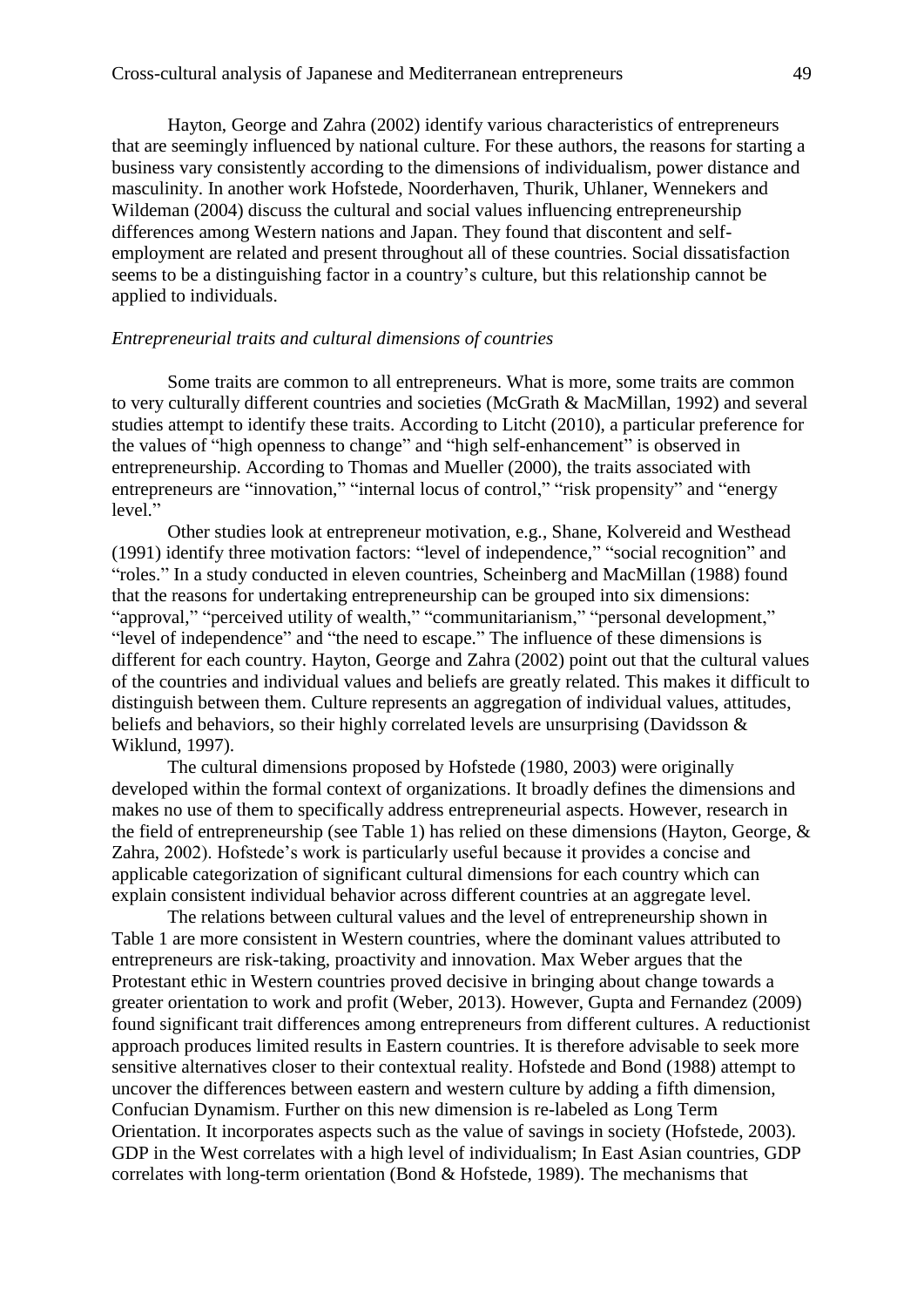Hayton, George and Zahra (2002) identify various characteristics of entrepreneurs that are seemingly influenced by national culture. For these authors, the reasons for starting a business vary consistently according to the dimensions of individualism, power distance and masculinity. In another work Hofstede, Noorderhaven, Thurik, Uhlaner, Wennekers and Wildeman (2004) discuss the cultural and social values influencing entrepreneurship differences among Western nations and Japan. They found that discontent and self-employment are related and present throughout all of these countries. Social dissatisfaction seems to be a distinguishing factor in a country's culture, but this relationship cannot be applied to individuals.

*Entrepreneurial traits and cultural dimensions of countries*

Some traits are common to all entrepreneurs. What is more, some traits are common to very culturally different countries and societies (McGrath & MacMillan, 1992) and several studies attempt to identify these traits. According to Litcht (2010), a particular preference for the values of "high openness to change" and "high self-enhancement" is observed in entrepreneurship. According to Thomas and Mueller (2000), the traits associated with entrepreneurs are "innovation," "internal locus of control," "risk propensity" and "energy level."

Other studies look at entrepreneur motivation, e.g., Shane, Kolvereid and Westhead (1991) identify three motivation factors: "level of independence," "social recognition" and "roles." In a study conducted in eleven countries, Scheinberg and MacMillan (1988) found that the reasons for undertaking entrepreneurship can be grouped into six dimensions: "approval," "perceived utility of wealth," "communitarianism," "personal development," "level of independence" and "the need to escape." The influence of these dimensions is different for each country. Hayton, George and Zahra (2002) point out that the cultural values of the countries and individual values and beliefs are greatly related. This makes it difficult to distinguish between them. Culture represents an aggregation of individual values, attitudes, beliefs and behaviors, so their highly correlated levels are unsurprising (Davidsson & Wiklund, 1997).

The cultural dimensions proposed by Hofstede (1980, 2003) were originally developed within the formal context of organizations. It broadly defines the dimensions and makes no use of them to specifically address entrepreneurial aspects. However, research in the field of entrepreneurship (see Table 1) has relied on these dimensions (Hayton, George, & Zahra, 2002). Hofstede's work is particularly useful because it provides a concise and applicable categorization of significant cultural dimensions for each country which can explain consistent individual behavior across different countries at an aggregate level.

The relations between cultural values and the level of entrepreneurship shown in Table 1 are more consistent in Western countries, where the dominant values attributed to entrepreneurs are risk-taking, proactivity and innovation. Max Weber argues that the Protestant ethic in Western countries proved decisive in bringing about change towards a greater orientation to work and profit (Weber, 2013). However, Gupta and Fernandez (2009) found significant trait differences among entrepreneurs from different cultures. A reductionist approach produces limited results in Eastern countries. It is therefore advisable to seek more sensitive alternatives closer to their contextual reality. Hofstede and Bond (1988) attempt to uncover the differences between eastern and western culture by adding a fifth dimension, Confucian Dynamism. Further on this new dimension is re-labeled as Long Term Orientation. It incorporates aspects such as the value of savings in society (Hofstede, 2003). GDP in the West correlates with a high level of individualism; In East Asian countries, GDP correlates with long-term orientation (Bond & Hofstede, 1989). The mechanisms that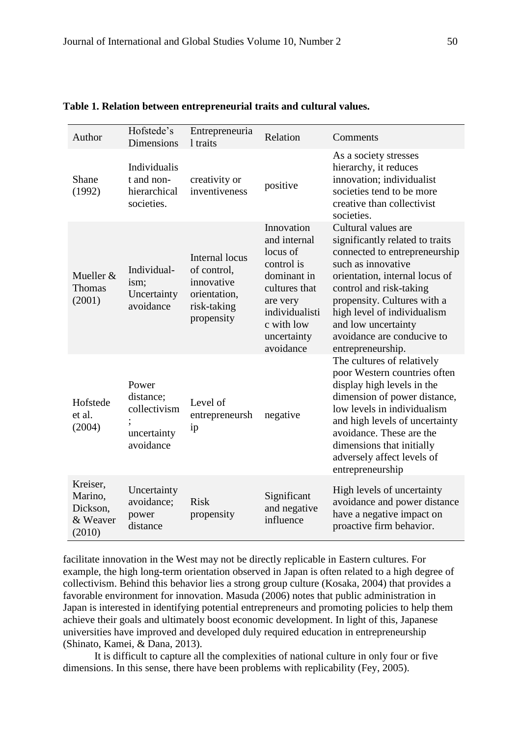**Table 1. Relation between entrepreneurial traits and cultural values.**

| Author | Hofstede's Dimensions | Entrepreneurial traits | Relation | Comments |
|---|---|---|---|---|
| Shane (1992) | Individualist and non-hierarchical societies. | creativity or inventiveness | positive | As a society stresses hierarchy, it reduces innovation; individualist societies tend to be more creative than collectivist societies. |
| Mueller & Thomas (2001) | Individual-ism; Uncertainty avoidance | Internal locus of control, innovative orientation, risk-taking propensity | Innovation and internal locus of control is dominant in cultures that are very individualistic with low uncertainty avoidance | Cultural values are significantly related to traits connected to entrepreneurship such as innovative orientation, internal locus of control and risk-taking propensity. Cultures with a high level of individualism and low uncertainty avoidance are conducive to entrepreneurship. |
| Hofstede et al. (2004) | Power distance; collectivism; uncertainty avoidance | Level of entrepreneurship | negative | The cultures of relatively poor Western countries often display high levels in the dimension of power distance, low levels in individualism and high levels of uncertainty avoidance. These are the dimensions that initially adversely affect levels of entrepreneurship |
| Kreiser, Marino, Dickson, & Weaver (2010) | Uncertainty avoidance; power distance | Risk propensity | Significant and negative influence | High levels of uncertainty avoidance and power distance have a negative impact on proactive firm behavior. |

facilitate innovation in the West may not be directly replicable in Eastern cultures. For example, the high long-term orientation observed in Japan is often related to a high degree of collectivism. Behind this behavior lies a strong group culture (Kosaka, 2004) that provides a favorable environment for innovation. Masuda (2006) notes that public administration in Japan is interested in identifying potential entrepreneurs and promoting policies to help them achieve their goals and ultimately boost economic development. In light of this, Japanese universities have improved and developed duly required education in entrepreneurship (Shinato, Kamei, & Dana, 2013).

It is difficult to capture all the complexities of national culture in only four or five dimensions. In this sense, there have been problems with replicability (Fey, 2005).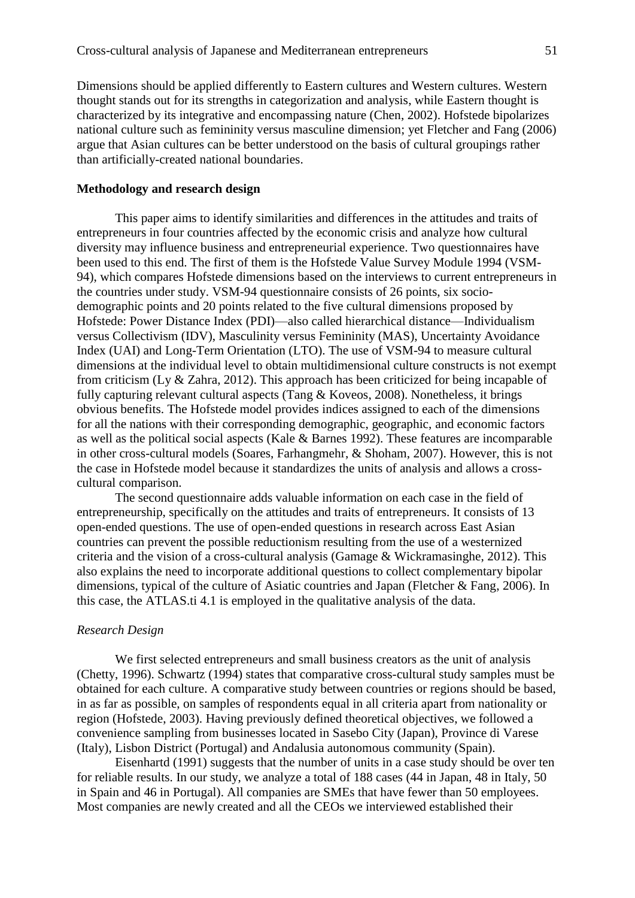Dimensions should be applied differently to Eastern cultures and Western cultures. Western thought stands out for its strengths in categorization and analysis, while Eastern thought is characterized by its integrative and encompassing nature (Chen, 2002). Hofstede bipolarizes national culture such as femininity versus masculine dimension; yet Fletcher and Fang (2006) argue that Asian cultures can be better understood on the basis of cultural groupings rather than artificially-created national boundaries.

## Methodology and research design

This paper aims to identify similarities and differences in the attitudes and traits of entrepreneurs in four countries affected by the economic crisis and analyze how cultural diversity may influence business and entrepreneurial experience. Two questionnaires have been used to this end. The first of them is the Hofstede Value Survey Module 1994 (VSM-94), which compares Hofstede dimensions based on the interviews to current entrepreneurs in the countries under study. VSM-94 questionnaire consists of 26 points, six socio-demographic points and 20 points related to the five cultural dimensions proposed by Hofstede: Power Distance Index (PDI)—also called hierarchical distance—Individualism versus Collectivism (IDV), Masculinity versus Femininity (MAS), Uncertainty Avoidance Index (UAI) and Long-Term Orientation (LTO). The use of VSM-94 to measure cultural dimensions at the individual level to obtain multidimensional culture constructs is not exempt from criticism (Ly & Zahra, 2012). This approach has been criticized for being incapable of fully capturing relevant cultural aspects (Tang & Koveos, 2008). Nonetheless, it brings obvious benefits. The Hofstede model provides indices assigned to each of the dimensions for all the nations with their corresponding demographic, geographic, and economic factors as well as the political social aspects (Kale & Barnes 1992). These features are incomparable in other cross-cultural models (Soares, Farhangmehr, & Shoham, 2007). However, this is not the case in Hofstede model because it standardizes the units of analysis and allows a cross-cultural comparison.

The second questionnaire adds valuable information on each case in the field of entrepreneurship, specifically on the attitudes and traits of entrepreneurs. It consists of 13 open-ended questions. The use of open-ended questions in research across East Asian countries can prevent the possible reductionism resulting from the use of a westernized criteria and the vision of a cross-cultural analysis (Gamage & Wickramasinghe, 2012). This also explains the need to incorporate additional questions to collect complementary bipolar dimensions, typical of the culture of Asiatic countries and Japan (Fletcher & Fang, 2006). In this case, the ATLAS.ti 4.1 is employed in the qualitative analysis of the data.

### *Research Design*

We first selected entrepreneurs and small business creators as the unit of analysis (Chetty, 1996). Schwartz (1994) states that comparative cross-cultural study samples must be obtained for each culture. A comparative study between countries or regions should be based, in as far as possible, on samples of respondents equal in all criteria apart from nationality or region (Hofstede, 2003). Having previously defined theoretical objectives, we followed a convenience sampling from businesses located in Sasebo City (Japan), Province di Varese (Italy), Lisbon District (Portugal) and Andalusia autonomous community (Spain).

Eisenhartd (1991) suggests that the number of units in a case study should be over ten for reliable results. In our study, we analyze a total of 188 cases (44 in Japan, 48 in Italy, 50 in Spain and 46 in Portugal). All companies are SMEs that have fewer than 50 employees. Most companies are newly created and all the CEOs we interviewed established their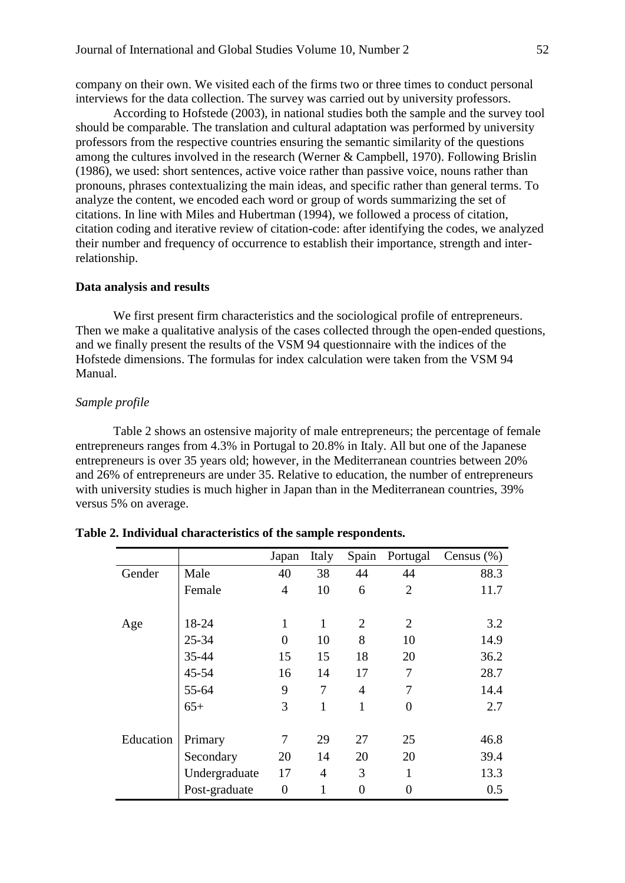company on their own. We visited each of the firms two or three times to conduct personal interviews for the data collection. The survey was carried out by university professors.

According to Hofstede (2003), in national studies both the sample and the survey tool should be comparable. The translation and cultural adaptation was performed by university professors from the respective countries ensuring the semantic similarity of the questions among the cultures involved in the research (Werner & Campbell, 1970). Following Brislin (1986), we used: short sentences, active voice rather than passive voice, nouns rather than pronouns, phrases contextualizing the main ideas, and specific rather than general terms. To analyze the content, we encoded each word or group of words summarizing the set of citations. In line with Miles and Hubertman (1994), we followed a process of citation, citation coding and iterative review of citation-code: after identifying the codes, we analyzed their number and frequency of occurrence to establish their importance, strength and inter-relationship.

**Data analysis and results**

We first present firm characteristics and the sociological profile of entrepreneurs. Then we make a qualitative analysis of the cases collected through the open-ended questions, and we finally present the results of the VSM 94 questionnaire with the indices of the Hofstede dimensions. The formulas for index calculation were taken from the VSM 94 Manual.

*Sample profile*

Table 2 shows an ostensive majority of male entrepreneurs; the percentage of female entrepreneurs ranges from 4.3% in Portugal to 20.8% in Italy. All but one of the Japanese entrepreneurs is over 35 years old; however, in the Mediterranean countries between 20% and 26% of entrepreneurs are under 35. Relative to education, the number of entrepreneurs with university studies is much higher in Japan than in the Mediterranean countries, 39% versus 5% on average.

**Table 2. Individual characteristics of the sample respondents.**

| | | Japan | Italy | Spain | Portugal | Census (%) |
|---|---|---|---|---|---|---|
| Gender | Male | 40 | 38 | 44 | 44 | 88.3 |
| | Female | 4 | 10 | 6 | 2 | 11.7 |
| Age | 18-24 | 1 | 1 | 2 | 2 | 3.2 |
| | 25-34 | 0 | 10 | 8 | 10 | 14.9 |
| | 35-44 | 15 | 15 | 18 | 20 | 36.2 |
| | 45-54 | 16 | 14 | 17 | 7 | 28.7 |
| | 55-64 | 9 | 7 | 4 | 7 | 14.4 |
| | 65+ | 3 | 1 | 1 | 0 | 2.7 |
| Education | Primary | 7 | 29 | 27 | 25 | 46.8 |
| | Secondary | 20 | 14 | 20 | 20 | 39.4 |
| | Undergraduate | 17 | 4 | 3 | 1 | 13.3 |
| | Post-graduate | 0 | 1 | 0 | 0 | 0.5 |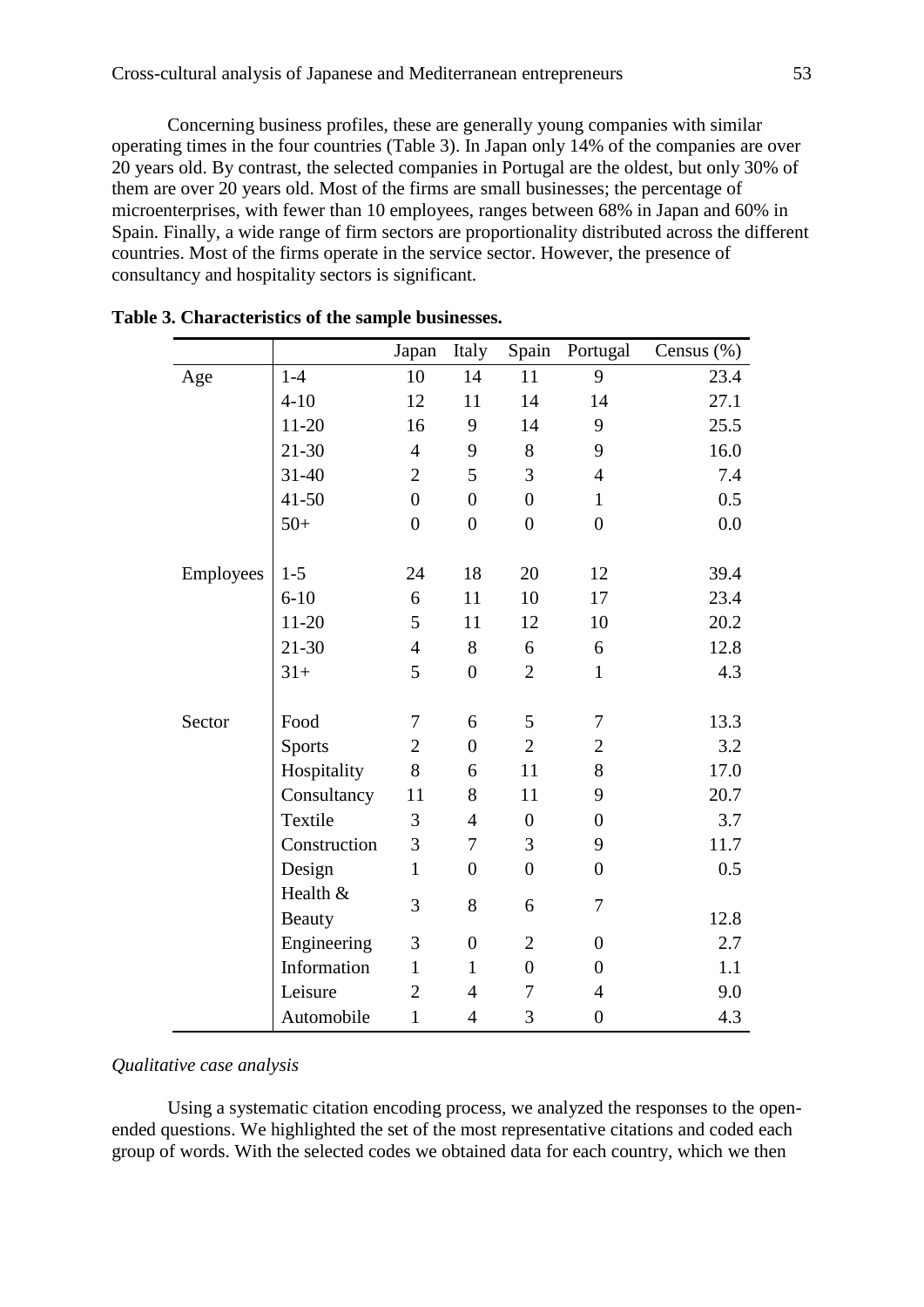Concerning business profiles, these are generally young companies with similar operating times in the four countries (Table 3). In Japan only 14% of the companies are over 20 years old. By contrast, the selected companies in Portugal are the oldest, but only 30% of them are over 20 years old. Most of the firms are small businesses; the percentage of microenterprises, with fewer than 10 employees, ranges between 68% in Japan and 60% in Spain. Finally, a wide range of firm sectors are proportionality distributed across the different countries. Most of the firms operate in the service sector. However, the presence of consultancy and hospitality sectors is significant.

**Table 3. Characteristics of the sample businesses.**

| | | Japan | Italy | Spain | Portugal | Census (%) |
|---|---|---|---|---|---|---|
| Age | 1-4 | 10 | 14 | 11 | 9 | 23.4 |
| | 4-10 | 12 | 11 | 14 | 14 | 27.1 |
| | 11-20 | 16 | 9 | 14 | 9 | 25.5 |
| | 21-30 | 4 | 9 | 8 | 9 | 16.0 |
| | 31-40 | 2 | 5 | 3 | 4 | 7.4 |
| | 41-50 | 0 | 0 | 0 | 1 | 0.5 |
| | 50+ | 0 | 0 | 0 | 0 | 0.0 |
| Employees | 1-5 | 24 | 18 | 20 | 12 | 39.4 |
| | 6-10 | 6 | 11 | 10 | 17 | 23.4 |
| | 11-20 | 5 | 11 | 12 | 10 | 20.2 |
| | 21-30 | 4 | 8 | 6 | 6 | 12.8 |
| | 31+ | 5 | 0 | 2 | 1 | 4.3 |
| Sector | Food | 7 | 6 | 5 | 7 | 13.3 |
| | Sports | 2 | 0 | 2 | 2 | 3.2 |
| | Hospitality | 8 | 6 | 11 | 8 | 17.0 |
| | Consultancy | 11 | 8 | 11 | 9 | 20.7 |
| | Textile | 3 | 4 | 0 | 0 | 3.7 |
| | Construction | 3 | 7 | 3 | 9 | 11.7 |
| | Design | 1 | 0 | 0 | 0 | 0.5 |
| | Health & Beauty | 3 | 8 | 6 | 7 | 12.8 |
| | Engineering | 3 | 0 | 2 | 0 | 2.7 |
| | Information | 1 | 1 | 0 | 0 | 1.1 |
| | Leisure | 2 | 4 | 7 | 4 | 9.0 |
| | Automobile | 1 | 4 | 3 | 0 | 4.3 |

*Qualitative case analysis*

Using a systematic citation encoding process, we analyzed the responses to the open-ended questions. We highlighted the set of the most representative citations and coded each group of words. With the selected codes we obtained data for each country, which we then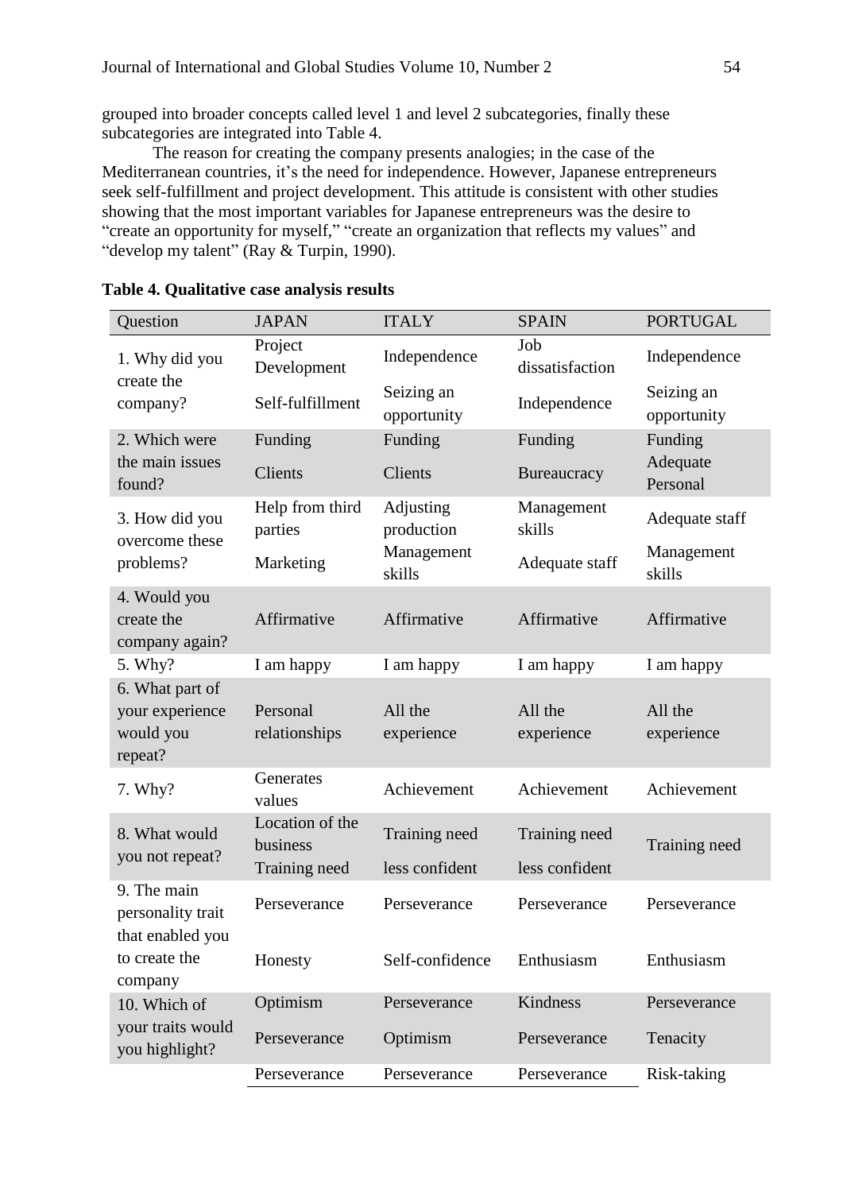grouped into broader concepts called level 1 and level 2 subcategories, finally these subcategories are integrated into Table 4.

The reason for creating the company presents analogies; in the case of the Mediterranean countries, it's the need for independence. However, Japanese entrepreneurs seek self-fulfillment and project development. This attitude is consistent with other studies showing that the most important variables for Japanese entrepreneurs was the desire to "create an opportunity for myself," "create an organization that reflects my values" and "develop my talent" (Ray & Turpin, 1990).

**Table 4. Qualitative case analysis results**

| Question | JAPAN | ITALY | SPAIN | PORTUGAL |
|---|---|---|---|---|
| 1. Why did you create the company? | Project Development | Independence | Job dissatisfaction | Independence |
| | Self-fulfillment | Seizing an opportunity | Independence | Seizing an opportunity |
| 2. Which were the main issues found? | Funding | Funding | Funding | Funding |
| | Clients | Clients | Bureaucracy | Adequate Personal |
| 3. How did you overcome these problems? | Help from third parties | Adjusting production | Management skills | Adequate staff |
| | Marketing | Management skills | Adequate staff | Management skills |
| 4. Would you create the company again? | Affirmative | Affirmative | Affirmative | Affirmative |
| 5. Why? | I am happy | I am happy | I am happy | I am happy |
| 6. What part of your experience would you repeat? | Personal relationships | All the experience | All the experience | All the experience |
| 7. Why? | Generates values | Achievement | Achievement | Achievement |
| 8. What would you not repeat? | Location of the business | Training need | Training need | Training need |
| | Training need | less confident | less confident | |
| 9. The main personality trait that enabled you to create the company | Perseverance | Perseverance | Perseverance | Perseverance |
| | Honesty | Self-confidence | Enthusiasm | Enthusiasm |
| 10. Which of your traits would you highlight? | Optimism | Perseverance | Kindness | Perseverance |
| | Perseverance | Optimism | Perseverance | Tenacity |
| | Perseverance | Perseverance | Perseverance | Risk-taking |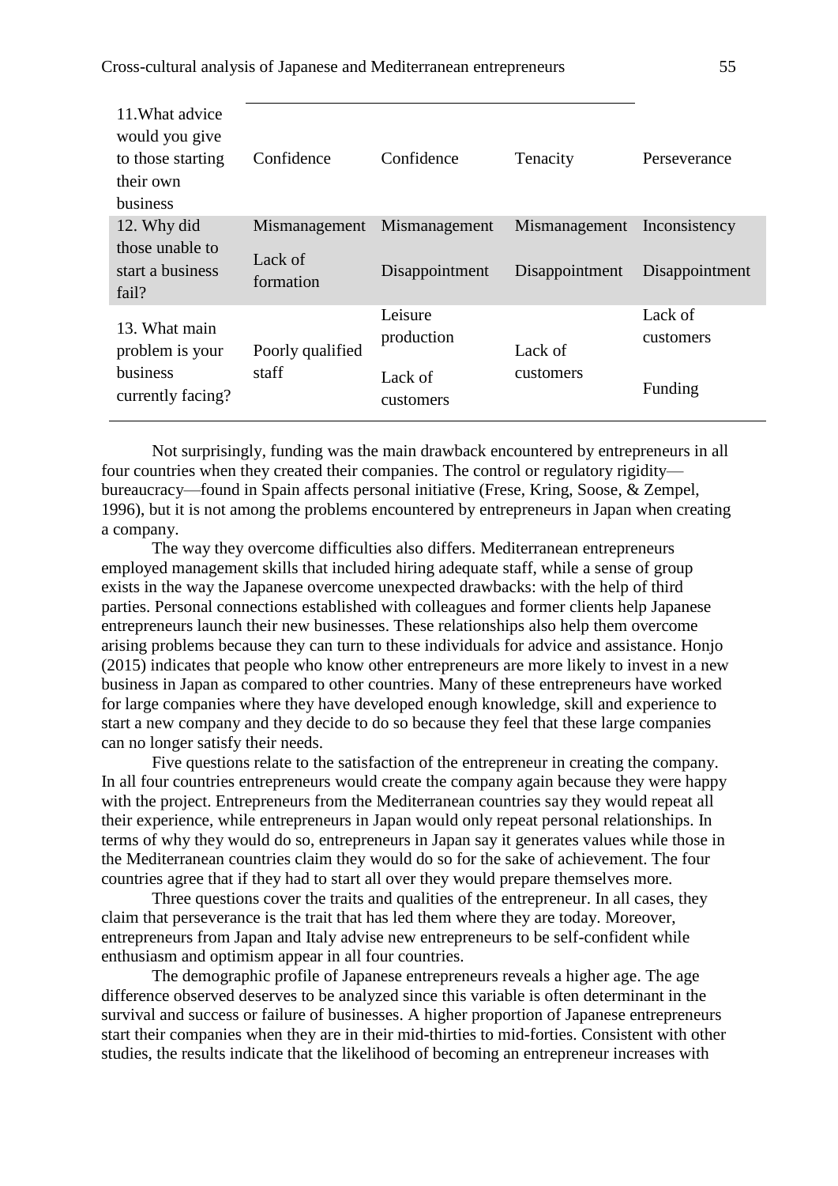| | | | | |
|---|---|---|---|---|
| 11. What advice would you give to those starting their own business | Confidence | Confidence | Tenacity | Perseverance |
| 12. Why did those unable to start a business fail? | Mismanagement<br>Lack of formation | Mismanagement<br>Disappointment | Mismanagement<br>Disappointment | Inconsistency<br>Disappointment |
| 13. What main problem is your business currently facing? | Poorly qualified staff | Leisure production<br>Lack of customers | Lack of customers | Lack of customers<br>Funding |

Not surprisingly, funding was the main drawback encountered by entrepreneurs in all four countries when they created their companies. The control or regulatory rigidity—bureaucracy—found in Spain affects personal initiative (Frese, Kring, Soose, & Zempel, 1996), but it is not among the problems encountered by entrepreneurs in Japan when creating a company.

The way they overcome difficulties also differs. Mediterranean entrepreneurs employed management skills that included hiring adequate staff, while a sense of group exists in the way the Japanese overcome unexpected drawbacks: with the help of third parties. Personal connections established with colleagues and former clients help Japanese entrepreneurs launch their new businesses. These relationships also help them overcome arising problems because they can turn to these individuals for advice and assistance. Honjo (2015) indicates that people who know other entrepreneurs are more likely to invest in a new business in Japan as compared to other countries. Many of these entrepreneurs have worked for large companies where they have developed enough knowledge, skill and experience to start a new company and they decide to do so because they feel that these large companies can no longer satisfy their needs.

Five questions relate to the satisfaction of the entrepreneur in creating the company. In all four countries entrepreneurs would create the company again because they were happy with the project. Entrepreneurs from the Mediterranean countries say they would repeat all their experience, while entrepreneurs in Japan would only repeat personal relationships. In terms of why they would do so, entrepreneurs in Japan say it generates values while those in the Mediterranean countries claim they would do so for the sake of achievement. The four countries agree that if they had to start all over they would prepare themselves more.

Three questions cover the traits and qualities of the entrepreneur. In all cases, they claim that perseverance is the trait that has led them where they are today. Moreover, entrepreneurs from Japan and Italy advise new entrepreneurs to be self-confident while enthusiasm and optimism appear in all four countries.

The demographic profile of Japanese entrepreneurs reveals a higher age. The age difference observed deserves to be analyzed since this variable is often determinant in the survival and success or failure of businesses. A higher proportion of Japanese entrepreneurs start their companies when they are in their mid-thirties to mid-forties. Consistent with other studies, the results indicate that the likelihood of becoming an entrepreneur increases with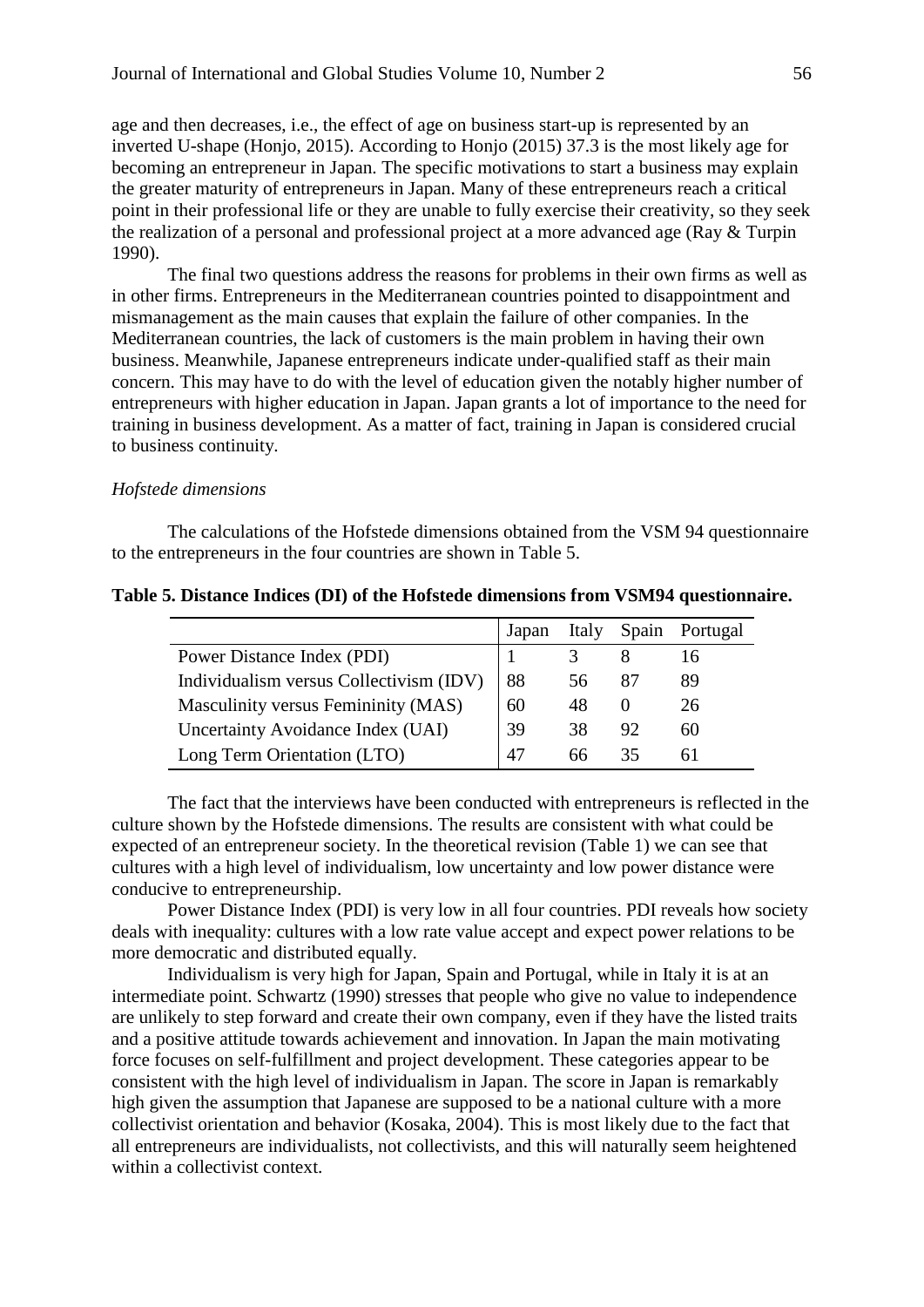age and then decreases, i.e., the effect of age on business start-up is represented by an inverted U-shape (Honjo, 2015). According to Honjo (2015) 37.3 is the most likely age for becoming an entrepreneur in Japan. The specific motivations to start a business may explain the greater maturity of entrepreneurs in Japan. Many of these entrepreneurs reach a critical point in their professional life or they are unable to fully exercise their creativity, so they seek the realization of a personal and professional project at a more advanced age (Ray & Turpin 1990).

The final two questions address the reasons for problems in their own firms as well as in other firms. Entrepreneurs in the Mediterranean countries pointed to disappointment and mismanagement as the main causes that explain the failure of other companies. In the Mediterranean countries, the lack of customers is the main problem in having their own business. Meanwhile, Japanese entrepreneurs indicate under-qualified staff as their main concern. This may have to do with the level of education given the notably higher number of entrepreneurs with higher education in Japan. Japan grants a lot of importance to the need for training in business development. As a matter of fact, training in Japan is considered crucial to business continuity.

*Hofstede dimensions*

The calculations of the Hofstede dimensions obtained from the VSM 94 questionnaire to the entrepreneurs in the four countries are shown in Table 5.

**Table 5. Distance Indices (DI) of the Hofstede dimensions from VSM94 questionnaire.**

| | Japan | Italy | Spain | Portugal |
|---|---|---|---|---|
| Power Distance Index (PDI) | 1 | 3 | 8 | 16 |
| Individualism versus Collectivism (IDV) | 88 | 56 | 87 | 89 |
| Masculinity versus Femininity (MAS) | 60 | 48 | 0 | 26 |
| Uncertainty Avoidance Index (UAI) | 39 | 38 | 92 | 60 |
| Long Term Orientation (LTO) | 47 | 66 | 35 | 61 |

The fact that the interviews have been conducted with entrepreneurs is reflected in the culture shown by the Hofstede dimensions. The results are consistent with what could be expected of an entrepreneur society. In the theoretical revision (Table 1) we can see that cultures with a high level of individualism, low uncertainty and low power distance were conducive to entrepreneurship.

Power Distance Index (PDI) is very low in all four countries. PDI reveals how society deals with inequality: cultures with a low rate value accept and expect power relations to be more democratic and distributed equally.

Individualism is very high for Japan, Spain and Portugal, while in Italy it is at an intermediate point. Schwartz (1990) stresses that people who give no value to independence are unlikely to step forward and create their own company, even if they have the listed traits and a positive attitude towards achievement and innovation. In Japan the main motivating force focuses on self-fulfillment and project development. These categories appear to be consistent with the high level of individualism in Japan. The score in Japan is remarkably high given the assumption that Japanese are supposed to be a national culture with a more collectivist orientation and behavior (Kosaka, 2004). This is most likely due to the fact that all entrepreneurs are individualists, not collectivists, and this will naturally seem heightened within a collectivist context.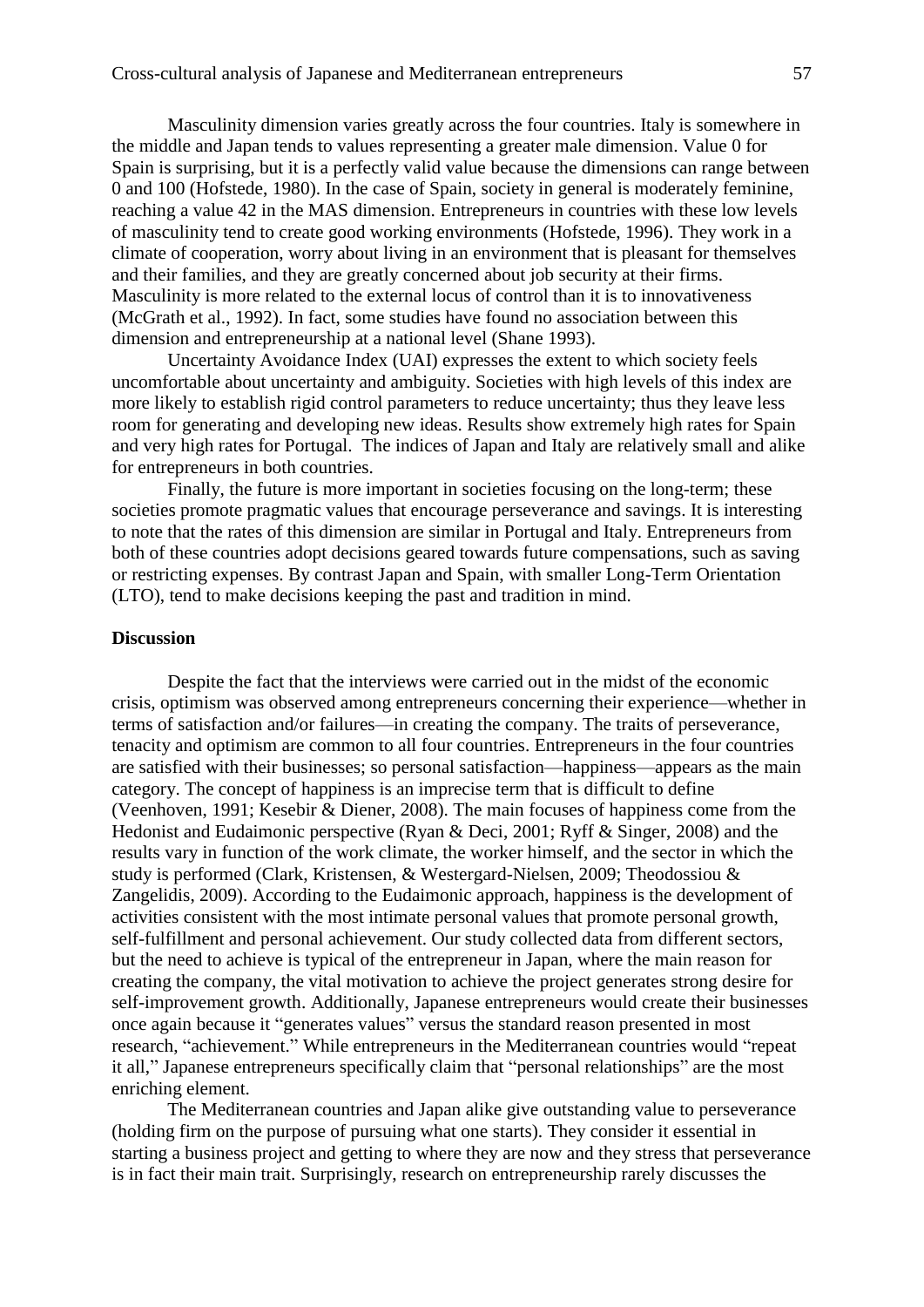Masculinity dimension varies greatly across the four countries. Italy is somewhere in the middle and Japan tends to values representing a greater male dimension. Value 0 for Spain is surprising, but it is a perfectly valid value because the dimensions can range between 0 and 100 (Hofstede, 1980). In the case of Spain, society in general is moderately feminine, reaching a value 42 in the MAS dimension. Entrepreneurs in countries with these low levels of masculinity tend to create good working environments (Hofstede, 1996). They work in a climate of cooperation, worry about living in an environment that is pleasant for themselves and their families, and they are greatly concerned about job security at their firms. Masculinity is more related to the external locus of control than it is to innovativeness (McGrath et al., 1992). In fact, some studies have found no association between this dimension and entrepreneurship at a national level (Shane 1993).

Uncertainty Avoidance Index (UAI) expresses the extent to which society feels uncomfortable about uncertainty and ambiguity. Societies with high levels of this index are more likely to establish rigid control parameters to reduce uncertainty; thus they leave less room for generating and developing new ideas. Results show extremely high rates for Spain and very high rates for Portugal. The indices of Japan and Italy are relatively small and alike for entrepreneurs in both countries.

Finally, the future is more important in societies focusing on the long-term; these societies promote pragmatic values that encourage perseverance and savings. It is interesting to note that the rates of this dimension are similar in Portugal and Italy. Entrepreneurs from both of these countries adopt decisions geared towards future compensations, such as saving or restricting expenses. By contrast Japan and Spain, with smaller Long-Term Orientation (LTO), tend to make decisions keeping the past and tradition in mind.

## Discussion

Despite the fact that the interviews were carried out in the midst of the economic crisis, optimism was observed among entrepreneurs concerning their experience—whether in terms of satisfaction and/or failures—in creating the company. The traits of perseverance, tenacity and optimism are common to all four countries. Entrepreneurs in the four countries are satisfied with their businesses; so personal satisfaction—happiness—appears as the main category. The concept of happiness is an imprecise term that is difficult to define (Veenhoven, 1991; Kesebir & Diener, 2008). The main focuses of happiness come from the Hedonist and Eudaimonic perspective (Ryan & Deci, 2001; Ryff & Singer, 2008) and the results vary in function of the work climate, the worker himself, and the sector in which the study is performed (Clark, Kristensen, & Westergard-Nielsen, 2009; Theodossiou & Zangelidis, 2009). According to the Eudaimonic approach, happiness is the development of activities consistent with the most intimate personal values that promote personal growth, self-fulfillment and personal achievement. Our study collected data from different sectors, but the need to achieve is typical of the entrepreneur in Japan, where the main reason for creating the company, the vital motivation to achieve the project generates strong desire for self-improvement growth. Additionally, Japanese entrepreneurs would create their businesses once again because it "generates values" versus the standard reason presented in most research, "achievement." While entrepreneurs in the Mediterranean countries would "repeat it all," Japanese entrepreneurs specifically claim that "personal relationships" are the most enriching element.

The Mediterranean countries and Japan alike give outstanding value to perseverance (holding firm on the purpose of pursuing what one starts). They consider it essential in starting a business project and getting to where they are now and they stress that perseverance is in fact their main trait. Surprisingly, research on entrepreneurship rarely discusses the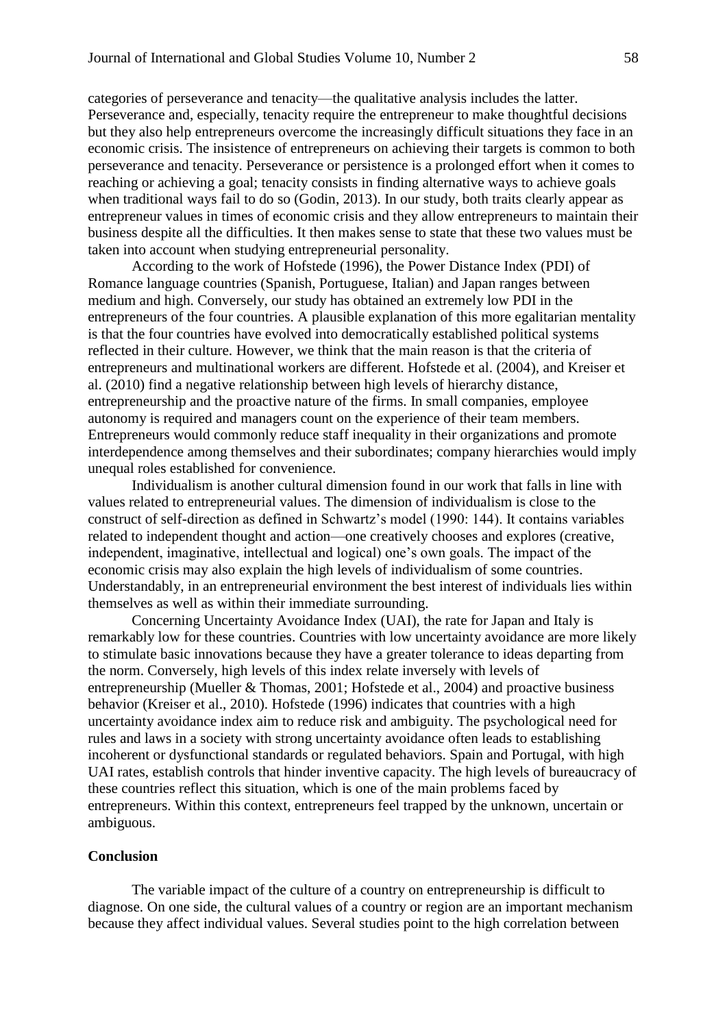categories of perseverance and tenacity—the qualitative analysis includes the latter. Perseverance and, especially, tenacity require the entrepreneur to make thoughtful decisions but they also help entrepreneurs overcome the increasingly difficult situations they face in an economic crisis. The insistence of entrepreneurs on achieving their targets is common to both perseverance and tenacity. Perseverance or persistence is a prolonged effort when it comes to reaching or achieving a goal; tenacity consists in finding alternative ways to achieve goals when traditional ways fail to do so (Godin, 2013). In our study, both traits clearly appear as entrepreneur values in times of economic crisis and they allow entrepreneurs to maintain their business despite all the difficulties. It then makes sense to state that these two values must be taken into account when studying entrepreneurial personality.

According to the work of Hofstede (1996), the Power Distance Index (PDI) of Romance language countries (Spanish, Portuguese, Italian) and Japan ranges between medium and high. Conversely, our study has obtained an extremely low PDI in the entrepreneurs of the four countries. A plausible explanation of this more egalitarian mentality is that the four countries have evolved into democratically established political systems reflected in their culture. However, we think that the main reason is that the criteria of entrepreneurs and multinational workers are different. Hofstede et al. (2004), and Kreiser et al. (2010) find a negative relationship between high levels of hierarchy distance, entrepreneurship and the proactive nature of the firms. In small companies, employee autonomy is required and managers count on the experience of their team members. Entrepreneurs would commonly reduce staff inequality in their organizations and promote interdependence among themselves and their subordinates; company hierarchies would imply unequal roles established for convenience.

Individualism is another cultural dimension found in our work that falls in line with values related to entrepreneurial values. The dimension of individualism is close to the construct of self-direction as defined in Schwartz's model (1990: 144). It contains variables related to independent thought and action—one creatively chooses and explores (creative, independent, imaginative, intellectual and logical) one's own goals. The impact of the economic crisis may also explain the high levels of individualism of some countries. Understandably, in an entrepreneurial environment the best interest of individuals lies within themselves as well as within their immediate surrounding.

Concerning Uncertainty Avoidance Index (UAI), the rate for Japan and Italy is remarkably low for these countries. Countries with low uncertainty avoidance are more likely to stimulate basic innovations because they have a greater tolerance to ideas departing from the norm. Conversely, high levels of this index relate inversely with levels of entrepreneurship (Mueller & Thomas, 2001; Hofstede et al., 2004) and proactive business behavior (Kreiser et al., 2010). Hofstede (1996) indicates that countries with a high uncertainty avoidance index aim to reduce risk and ambiguity. The psychological need for rules and laws in a society with strong uncertainty avoidance often leads to establishing incoherent or dysfunctional standards or regulated behaviors. Spain and Portugal, with high UAI rates, establish controls that hinder inventive capacity. The high levels of bureaucracy of these countries reflect this situation, which is one of the main problems faced by entrepreneurs. Within this context, entrepreneurs feel trapped by the unknown, uncertain or ambiguous.

## Conclusion

The variable impact of the culture of a country on entrepreneurship is difficult to diagnose. On one side, the cultural values of a country or region are an important mechanism because they affect individual values. Several studies point to the high correlation between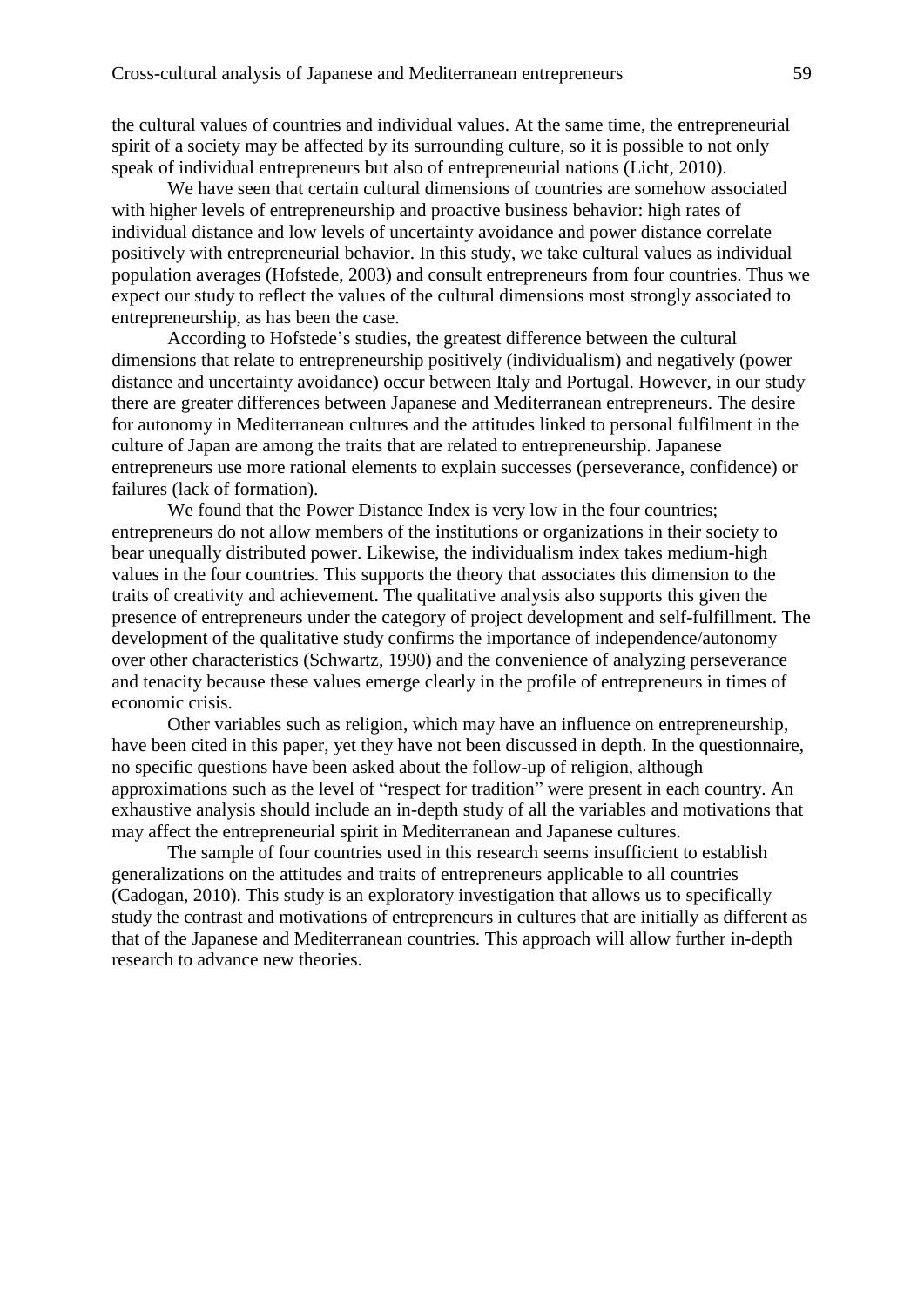the cultural values of countries and individual values. At the same time, the entrepreneurial spirit of a society may be affected by its surrounding culture, so it is possible to not only speak of individual entrepreneurs but also of entrepreneurial nations (Licht, 2010).

We have seen that certain cultural dimensions of countries are somehow associated with higher levels of entrepreneurship and proactive business behavior: high rates of individual distance and low levels of uncertainty avoidance and power distance correlate positively with entrepreneurial behavior. In this study, we take cultural values as individual population averages (Hofstede, 2003) and consult entrepreneurs from four countries. Thus we expect our study to reflect the values of the cultural dimensions most strongly associated to entrepreneurship, as has been the case.

According to Hofstede's studies, the greatest difference between the cultural dimensions that relate to entrepreneurship positively (individualism) and negatively (power distance and uncertainty avoidance) occur between Italy and Portugal. However, in our study there are greater differences between Japanese and Mediterranean entrepreneurs. The desire for autonomy in Mediterranean cultures and the attitudes linked to personal fulfilment in the culture of Japan are among the traits that are related to entrepreneurship. Japanese entrepreneurs use more rational elements to explain successes (perseverance, confidence) or failures (lack of formation).

We found that the Power Distance Index is very low in the four countries; entrepreneurs do not allow members of the institutions or organizations in their society to bear unequally distributed power. Likewise, the individualism index takes medium-high values in the four countries. This supports the theory that associates this dimension to the traits of creativity and achievement. The qualitative analysis also supports this given the presence of entrepreneurs under the category of project development and self-fulfillment. The development of the qualitative study confirms the importance of independence/autonomy over other characteristics (Schwartz, 1990) and the convenience of analyzing perseverance and tenacity because these values emerge clearly in the profile of entrepreneurs in times of economic crisis.

Other variables such as religion, which may have an influence on entrepreneurship, have been cited in this paper, yet they have not been discussed in depth. In the questionnaire, no specific questions have been asked about the follow-up of religion, although approximations such as the level of "respect for tradition" were present in each country. An exhaustive analysis should include an in-depth study of all the variables and motivations that may affect the entrepreneurial spirit in Mediterranean and Japanese cultures.

The sample of four countries used in this research seems insufficient to establish generalizations on the attitudes and traits of entrepreneurs applicable to all countries (Cadogan, 2010). This study is an exploratory investigation that allows us to specifically study the contrast and motivations of entrepreneurs in cultures that are initially as different as that of the Japanese and Mediterranean countries. This approach will allow further in-depth research to advance new theories.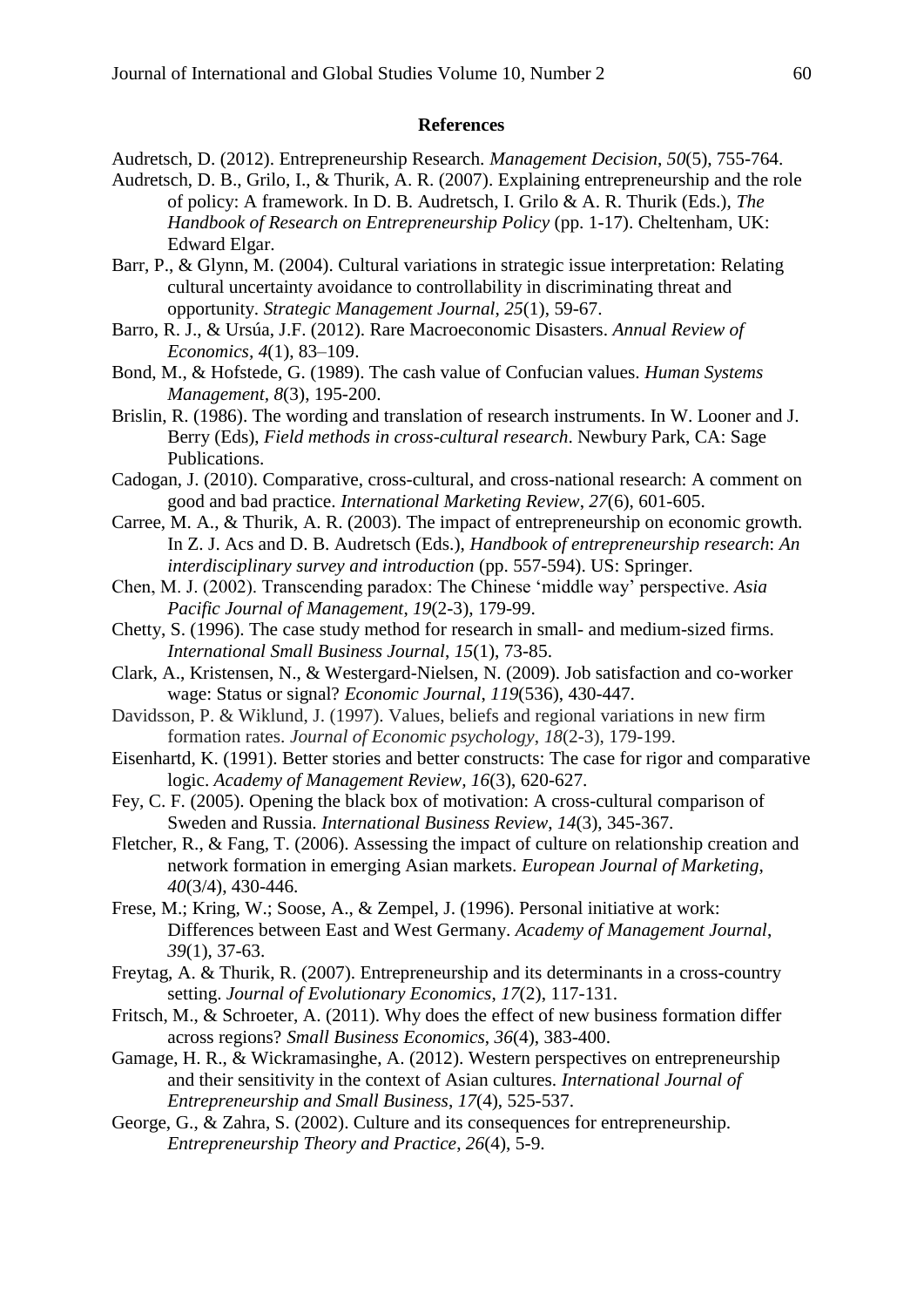## References

Audretsch, D. (2012). Entrepreneurship Research. *Management Decision*, *50*(5), 755-764.

Audretsch, D. B., Grilo, I., & Thurik, A. R. (2007). Explaining entrepreneurship and the role of policy: A framework. In D. B. Audretsch, I. Grilo & A. R. Thurik (Eds.), *The Handbook of Research on Entrepreneurship Policy* (pp. 1-17). Cheltenham, UK: Edward Elgar.

Barr, P., & Glynn, M. (2004). Cultural variations in strategic issue interpretation: Relating cultural uncertainty avoidance to controllability in discriminating threat and opportunity. *Strategic Management Journal*, *25*(1), 59-67.

Barro, R. J., & Ursúa, J.F. (2012). Rare Macroeconomic Disasters. *Annual Review of Economics*, *4*(1), 83–109.

Bond, M., & Hofstede, G. (1989). The cash value of Confucian values. *Human Systems Management*, *8*(3), 195-200.

Brislin, R. (1986). The wording and translation of research instruments. In W. Looner and J. Berry (Eds), *Field methods in cross-cultural research*. Newbury Park, CA: Sage Publications.

Cadogan, J. (2010). Comparative, cross-cultural, and cross-national research: A comment on good and bad practice. *International Marketing Review*, *27*(6), 601-605.

Carree, M. A., & Thurik, A. R. (2003). The impact of entrepreneurship on economic growth. In Z. J. Acs and D. B. Audretsch (Eds.), *Handbook of entrepreneurship research*: *An interdisciplinary survey and introduction* (pp. 557-594). US: Springer.

Chen, M. J. (2002). Transcending paradox: The Chinese 'middle way' perspective. *Asia Pacific Journal of Management*, *19*(2-3), 179-99.

Chetty, S. (1996). The case study method for research in small- and medium-sized firms. *International Small Business Journal*, *15*(1), 73-85.

Clark, A., Kristensen, N., & Westergard-Nielsen, N. (2009). Job satisfaction and co-worker wage: Status or signal? *Economic Journal*, *119*(536), 430-447.

Davidsson, P. & Wiklund, J. (1997). Values, beliefs and regional variations in new firm formation rates. *Journal of Economic psychology*, *18*(2-3), 179-199.

Eisenhartd, K. (1991). Better stories and better constructs: The case for rigor and comparative logic. *Academy of Management Review, 16*(3), 620-627.

Fey, C. F. (2005). Opening the black box of motivation: A cross-cultural comparison of Sweden and Russia. *International Business Review*, *14*(3), 345-367.

Fletcher, R., & Fang, T. (2006). Assessing the impact of culture on relationship creation and network formation in emerging Asian markets. *European Journal of Marketing*, *40*(3/4), 430-446.

Frese, M.; Kring, W.; Soose, A., & Zempel, J. (1996). Personal initiative at work: Differences between East and West Germany. *Academy of Management Journal*, *39*(1), 37-63.

Freytag, A. & Thurik, R. (2007). Entrepreneurship and its determinants in a cross-country setting. *Journal of Evolutionary Economics*, *17*(2), 117-131.

Fritsch, M., & Schroeter, A. (2011). Why does the effect of new business formation differ across regions? *Small Business Economics*, *36*(4), 383-400.

Gamage, H. R., & Wickramasinghe, A. (2012). Western perspectives on entrepreneurship and their sensitivity in the context of Asian cultures. *International Journal of Entrepreneurship and Small Business*, *17*(4), 525-537.

George, G., & Zahra, S. (2002). Culture and its consequences for entrepreneurship. *Entrepreneurship Theory and Practice*, *26*(4), 5-9.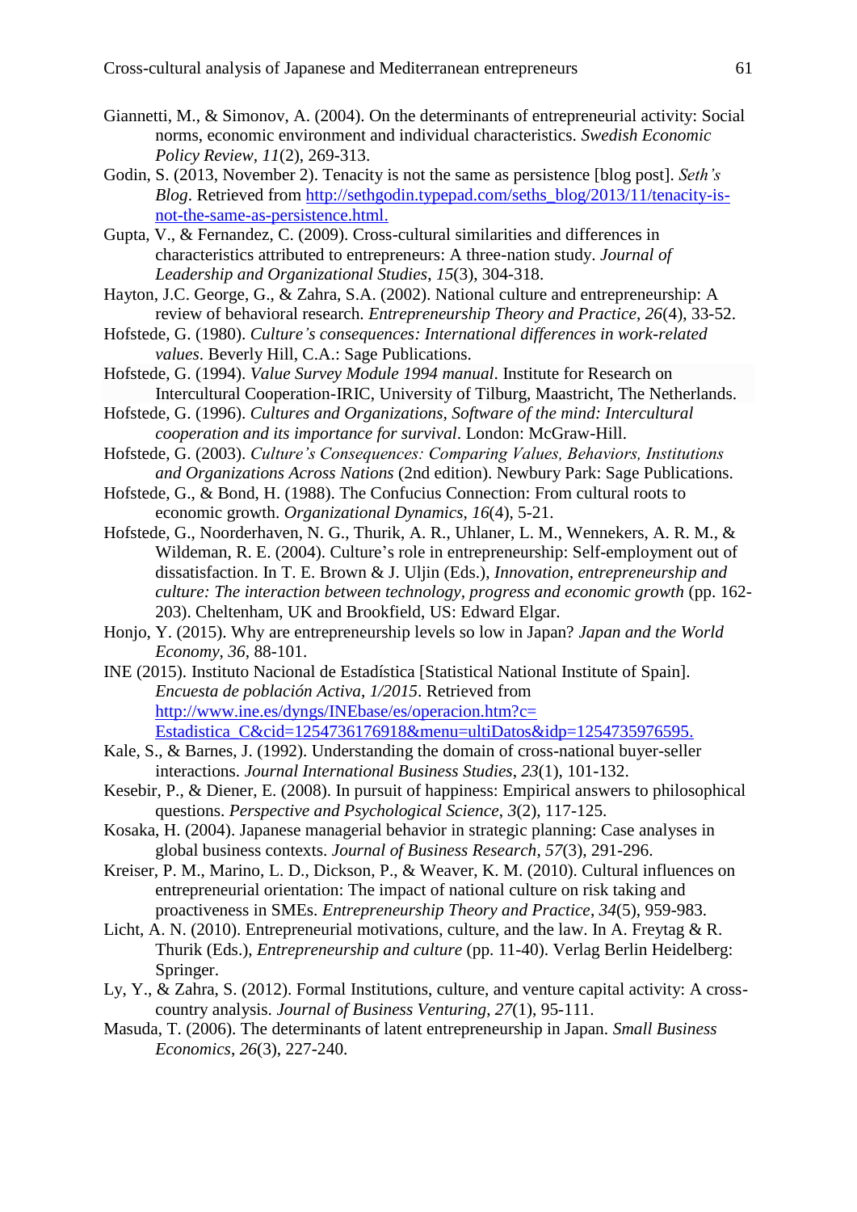Giannetti, M., & Simonov, A. (2004). On the determinants of entrepreneurial activity: Social norms, economic environment and individual characteristics. *Swedish Economic Policy Review*, *11*(2), 269-313.

Godin, S. (2013, November 2). Tenacity is not the same as persistence [blog post]. *Seth's Blog*. Retrieved from http://sethgodin.typepad.com/seths_blog/2013/11/tenacity-is-not-the-same-as-persistence.html.

Gupta, V., & Fernandez, C. (2009). Cross-cultural similarities and differences in characteristics attributed to entrepreneurs: A three-nation study. *Journal of Leadership and Organizational Studies*, *15*(3), 304-318.

Hayton, J.C. George, G., & Zahra, S.A. (2002). National culture and entrepreneurship: A review of behavioral research. *Entrepreneurship Theory and Practice*, *26*(4), 33-52.

Hofstede, G. (1980). *Culture's consequences: International differences in work-related values*. Beverly Hill, C.A.: Sage Publications.

Hofstede, G. (1994). *Value Survey Module 1994 manual*. Institute for Research on Intercultural Cooperation-IRIC, University of Tilburg, Maastricht, The Netherlands.

Hofstede, G. (1996). *Cultures and Organizations, Software of the mind: Intercultural cooperation and its importance for survival*. London: McGraw-Hill.

Hofstede, G. (2003). *Culture's Consequences: Comparing Values, Behaviors, Institutions and Organizations Across Nations* (2nd edition). Newbury Park: Sage Publications.

Hofstede, G., & Bond, H. (1988). The Confucius Connection: From cultural roots to economic growth. *Organizational Dynamics*, *16*(4), 5-21.

Hofstede, G., Noorderhaven, N. G., Thurik, A. R., Uhlaner, L. M., Wennekers, A. R. M., & Wildeman, R. E. (2004). Culture's role in entrepreneurship: Self-employment out of dissatisfaction. In T. E. Brown & J. Uljin (Eds.), *Innovation, entrepreneurship and culture: The interaction between technology, progress and economic growth* (pp. 162-203). Cheltenham, UK and Brookfield, US: Edward Elgar.

Honjo, Y. (2015). Why are entrepreneurship levels so low in Japan? *Japan and the World Economy*, *36*, 88-101.

INE (2015). Instituto Nacional de Estadística [Statistical National Institute of Spain]. *Encuesta de población Activa*, *1/2015*. Retrieved from http://www.ine.es/dyngs/INEbase/es/operacion.htm?c=Estadistica_C&cid=1254736176918&menu=ultiDatos&idp=1254735976595.

Kale, S., & Barnes, J. (1992). Understanding the domain of cross-national buyer-seller interactions. *Journal International Business Studies*, *23*(1), 101-132.

Kesebir, P., & Diener, E. (2008). In pursuit of happiness: Empirical answers to philosophical questions. *Perspective and Psychological Science*, *3*(2), 117-125.

Kosaka, H. (2004). Japanese managerial behavior in strategic planning: Case analyses in global business contexts. *Journal of Business Research*, *57*(3), 291-296.

Kreiser, P. M., Marino, L. D., Dickson, P., & Weaver, K. M. (2010). Cultural influences on entrepreneurial orientation: The impact of national culture on risk taking and proactiveness in SMEs. *Entrepreneurship Theory and Practice*, *34*(5), 959-983.

Licht, A. N. (2010). Entrepreneurial motivations, culture, and the law. In A. Freytag & R. Thurik (Eds.), *Entrepreneurship and culture* (pp. 11-40). Verlag Berlin Heidelberg: Springer.

Ly, Y., & Zahra, S. (2012). Formal Institutions, culture, and venture capital activity: A cross-country analysis. *Journal of Business Venturing*, *27*(1), 95-111.

Masuda, T. (2006). The determinants of latent entrepreneurship in Japan. *Small Business Economics*, *26*(3), 227-240.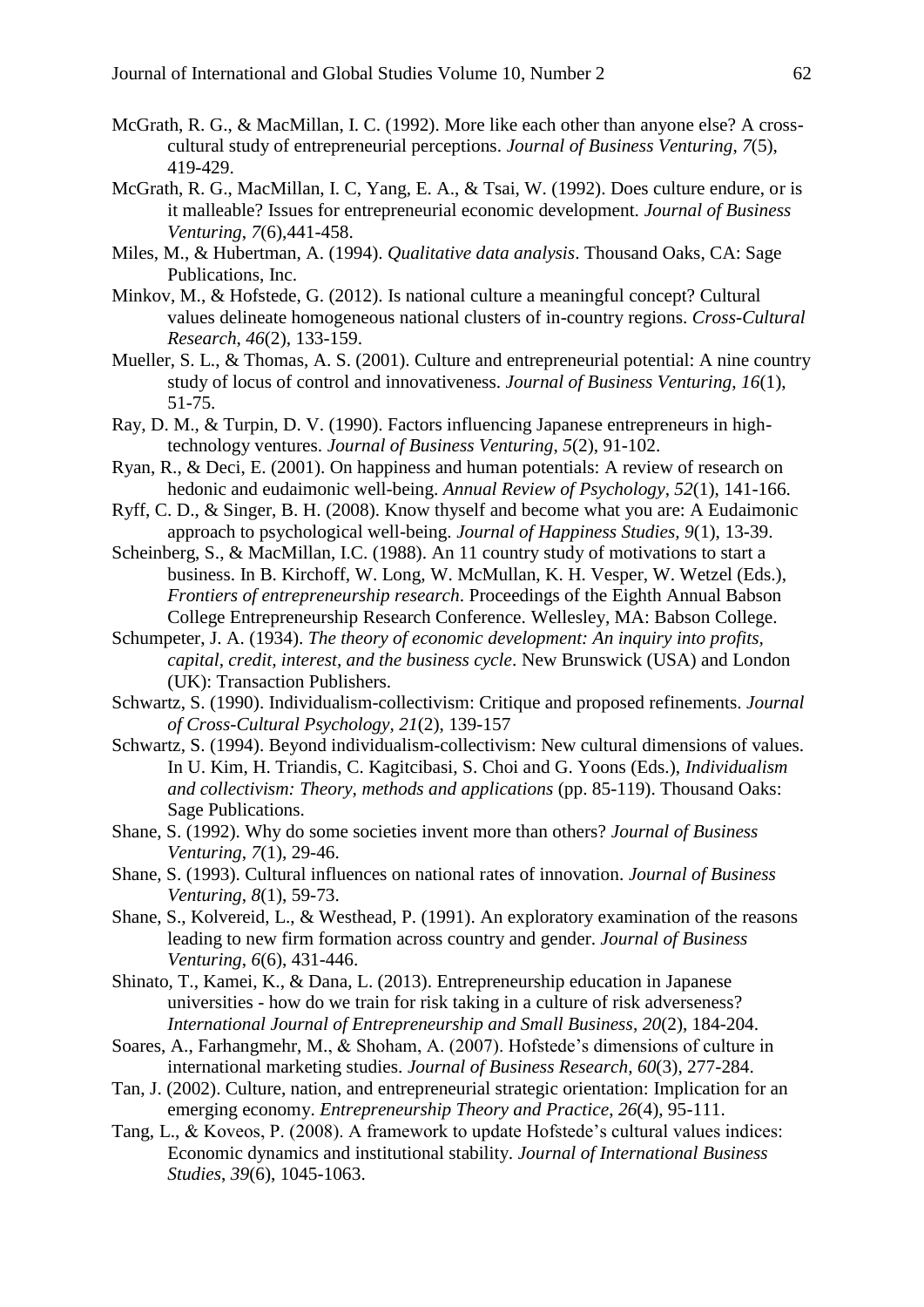McGrath, R. G., & MacMillan, I. C. (1992). More like each other than anyone else? A cross-cultural study of entrepreneurial perceptions. *Journal of Business Venturing*, *7*(5), 419-429.

McGrath, R. G., MacMillan, I. C, Yang, E. A., & Tsai, W. (1992). Does culture endure, or is it malleable? Issues for entrepreneurial economic development. *Journal of Business Venturing*, *7*(6),441-458.

Miles, M., & Hubertman, A. (1994). *Qualitative data analysis*. Thousand Oaks, CA: Sage Publications, Inc.

Minkov, M., & Hofstede, G. (2012). Is national culture a meaningful concept? Cultural values delineate homogeneous national clusters of in-country regions. *Cross-Cultural Research*, *46*(2), 133-159.

Mueller, S. L., & Thomas, A. S. (2001). Culture and entrepreneurial potential: A nine country study of locus of control and innovativeness. *Journal of Business Venturing*, *16*(1), 51-75.

Ray, D. M., & Turpin, D. V. (1990). Factors influencing Japanese entrepreneurs in high-technology ventures. *Journal of Business Venturing*, *5*(2), 91-102.

Ryan, R., & Deci, E. (2001). On happiness and human potentials: A review of research on hedonic and eudaimonic well-being. *Annual Review of Psychology*, *52*(1), 141-166.

Ryff, C. D., & Singer, B. H. (2008). Know thyself and become what you are: A Eudaimonic approach to psychological well-being. *Journal of Happiness Studies*, *9*(1), 13-39.

Scheinberg, S., & MacMillan, I.C. (1988). An 11 country study of motivations to start a business. In B. Kirchoff, W. Long, W. McMullan, K. H. Vesper, W. Wetzel (Eds.), *Frontiers of entrepreneurship research*. Proceedings of the Eighth Annual Babson College Entrepreneurship Research Conference. Wellesley, MA: Babson College.

Schumpeter, J. A. (1934). *The theory of economic development: An inquiry into profits, capital, credit, interest, and the business cycle*. New Brunswick (USA) and London (UK): Transaction Publishers.

Schwartz, S. (1990). Individualism-collectivism: Critique and proposed refinements. *Journal of Cross-Cultural Psychology*, *21*(2), 139-157

Schwartz, S. (1994). Beyond individualism-collectivism: New cultural dimensions of values. In U. Kim, H. Triandis, C. Kagitcibasi, S. Choi and G. Yoons (Eds.), *Individualism and collectivism: Theory, methods and applications* (pp. 85-119). Thousand Oaks: Sage Publications.

Shane, S. (1992). Why do some societies invent more than others? *Journal of Business Venturing*, *7*(1), 29-46.

Shane, S. (1993). Cultural influences on national rates of innovation. *Journal of Business Venturing*, *8*(1), 59-73.

Shane, S., Kolvereid, L., & Westhead, P. (1991). An exploratory examination of the reasons leading to new firm formation across country and gender. *Journal of Business Venturing*, *6*(6), 431-446.

Shinato, T., Kamei, K., & Dana, L. (2013). Entrepreneurship education in Japanese universities - how do we train for risk taking in a culture of risk adverseness? *International Journal of Entrepreneurship and Small Business*, *20*(2), 184-204.

Soares, A., Farhangmehr, M., & Shoham, A. (2007). Hofstede's dimensions of culture in international marketing studies. *Journal of Business Research*, *60*(3), 277-284.

Tan, J. (2002). Culture, nation, and entrepreneurial strategic orientation: Implication for an emerging economy. *Entrepreneurship Theory and Practice*, *26*(4), 95-111.

Tang, L., & Koveos, P. (2008). A framework to update Hofstede's cultural values indices: Economic dynamics and institutional stability. *Journal of International Business Studies*, *39*(6), 1045-1063.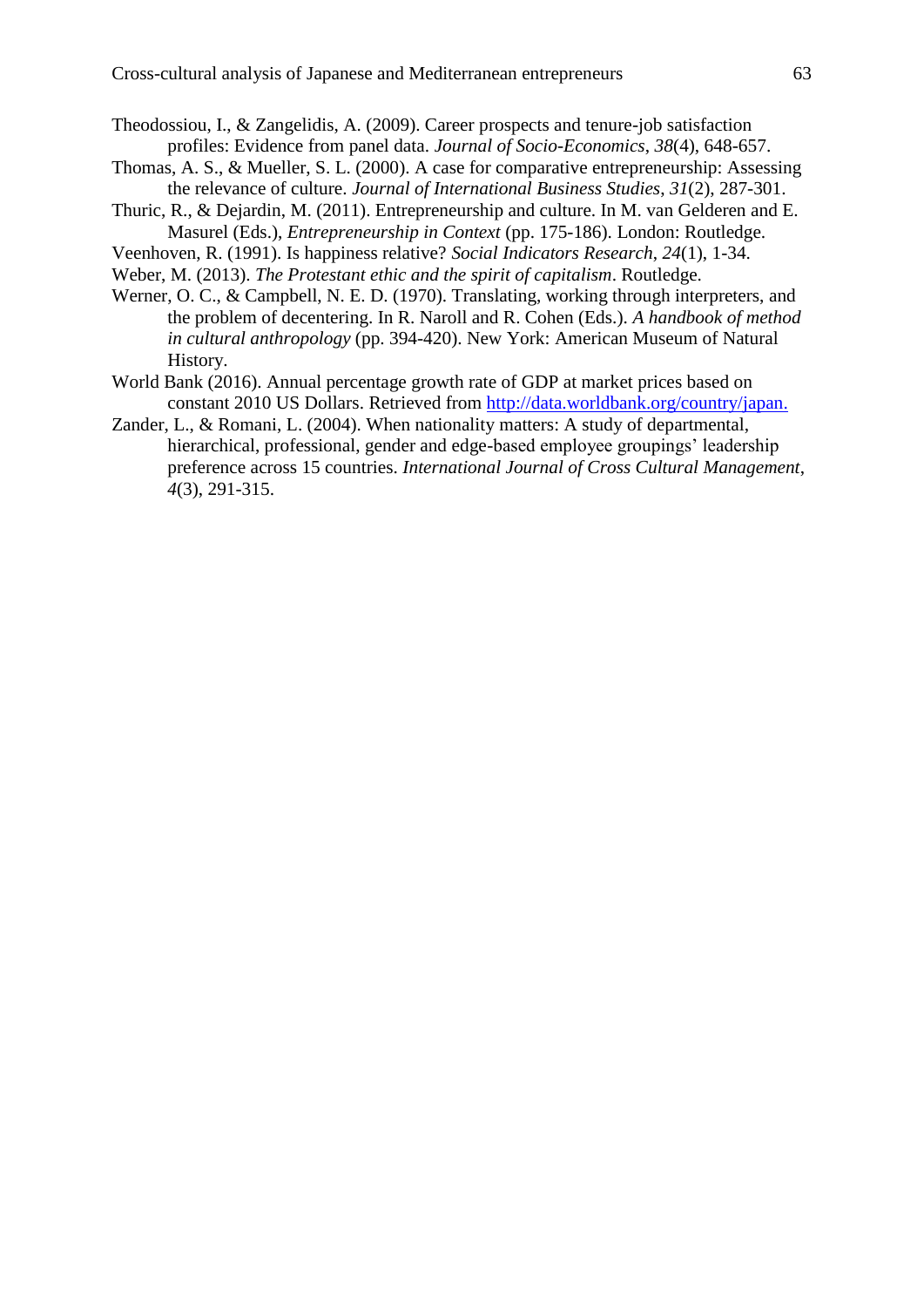Theodossiou, I., & Zangelidis, A. (2009). Career prospects and tenure-job satisfaction profiles: Evidence from panel data. *Journal of Socio-Economics*, *38*(4), 648-657.

Thomas, A. S., & Mueller, S. L. (2000). A case for comparative entrepreneurship: Assessing the relevance of culture. *Journal of International Business Studies*, *31*(2), 287-301.

Thuric, R., & Dejardin, M. (2011). Entrepreneurship and culture. In M. van Gelderen and E. Masurel (Eds.), *Entrepreneurship in Context* (pp. 175-186). London: Routledge.

Veenhoven, R. (1991). Is happiness relative? *Social Indicators Research*, *24*(1), 1-34.

Weber, M. (2013). *The Protestant ethic and the spirit of capitalism*. Routledge.

Werner, O. C., & Campbell, N. E. D. (1970). Translating, working through interpreters, and the problem of decentering. In R. Naroll and R. Cohen (Eds.). *A handbook of method in cultural anthropology* (pp. 394-420). New York: American Museum of Natural History.

World Bank (2016). Annual percentage growth rate of GDP at market prices based on constant 2010 US Dollars. Retrieved from [http://data.worldbank.org/country/japan.](http://data.worldbank.org/country/japan.)

Zander, L., & Romani, L. (2004). When nationality matters: A study of departmental, hierarchical, professional, gender and edge-based employee groupings' leadership preference across 15 countries. *International Journal of Cross Cultural Management*, *4*(3), 291-315.